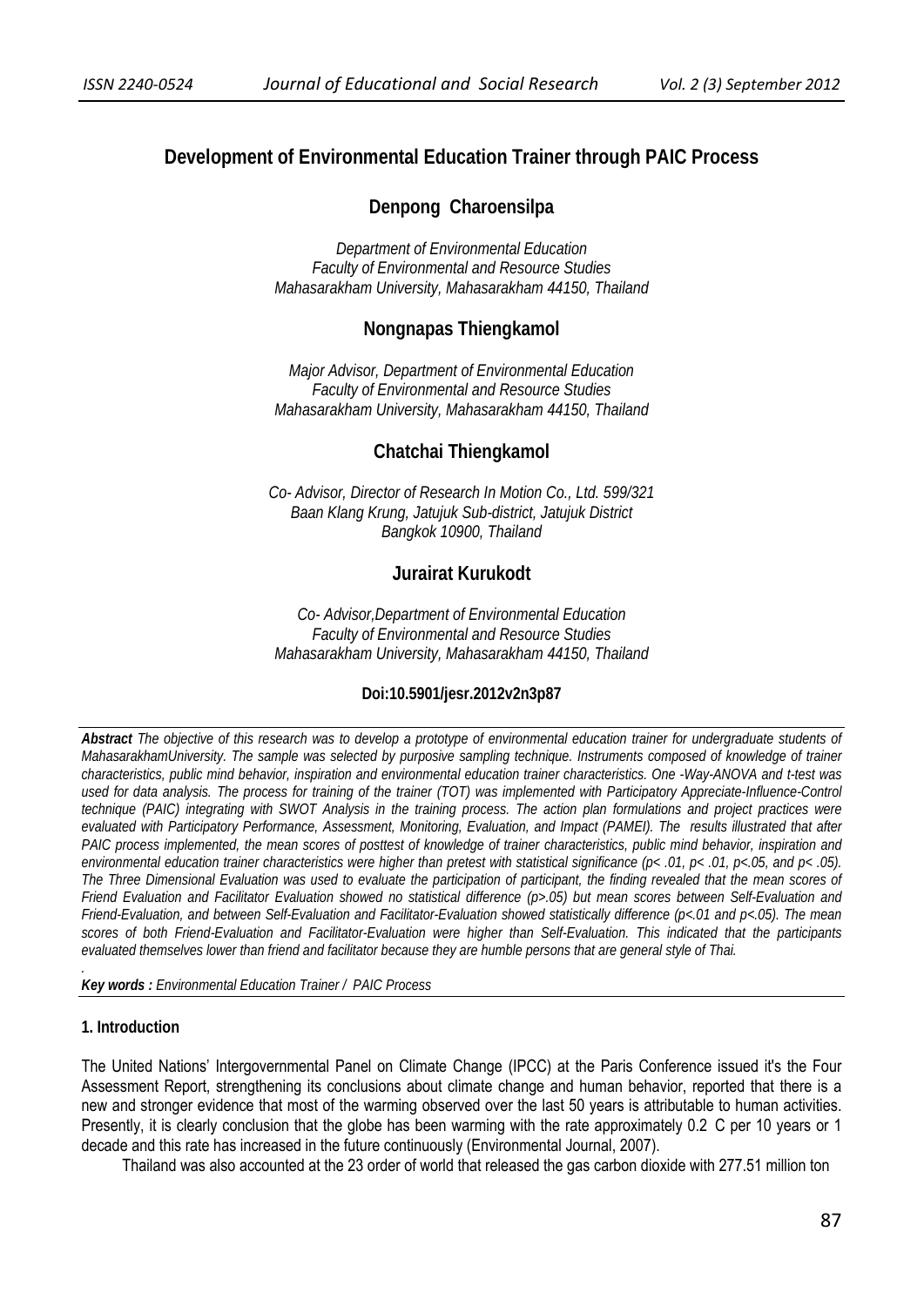# Development of Environmental Education Trainer through PAIC Process

## Denpong Charoensilpa

*Department of Environmental Education*
*Faculty of Environmental and Resource Studies*
*Mahasarakham University, Mahasarakham 44150, Thailand*

## Nongnapas Thiengkamol

*Major Advisor, Department of Environmental Education*
*Faculty of Environmental and Resource Studies*
*Mahasarakham University, Mahasarakham 44150, Thailand*

## Chatchai Thiengkamol

*Co- Advisor, Director of Research In Motion Co., Ltd. 599/321*
*Baan Klang Krung, Jatujuk Sub-district, Jatujuk District*
*Bangkok 10900, Thailand*

## Jurairat Kurukodt

*Co- Advisor,Department of Environmental Education*
*Faculty of Environmental and Resource Studies*
*Mahasarakham University, Mahasarakham 44150, Thailand*

**Doi:10.5901/jesr.2012v2n3p87**

***Abstract*** *The objective of this research was to develop a prototype of environmental education trainer for undergraduate students of MahasarakhamUniversity. The sample was selected by purposive sampling technique. Instruments composed of knowledge of trainer characteristics, public mind behavior, inspiration and environmental education trainer characteristics. One -Way-ANOVA and t-test was used for data analysis. The process for training of the trainer (TOT) was implemented with Participatory Appreciate-Influence-Control technique (PAIC) integrating with SWOT Analysis in the training process. The action plan formulations and project practices were evaluated with Participatory Performance, Assessment, Monitoring, Evaluation, and Impact (PAMEI). The results illustrated that after PAIC process implemented, the mean scores of posttest of knowledge of trainer characteristics, public mind behavior, inspiration and environmental education trainer characteristics were higher than pretest with statistical significance ($p< .01$, $p< .01$, $p<.05$, and $p< .05$). The Three Dimensional Evaluation was used to evaluate the participation of participant, the finding revealed that the mean scores of Friend Evaluation and Facilitator Evaluation showed no statistical difference ($p>.05$) but mean scores between Self-Evaluation and Friend-Evaluation, and between Self-Evaluation and Facilitator-Evaluation showed statistically difference ($p<.01$ and $p<.05$). The mean scores of both Friend-Evaluation and Facilitator-Evaluation were higher than Self-Evaluation. This indicated that the participants evaluated themselves lower than friend and facilitator because they are humble persons that are general style of Thai.*

***Key words :*** *Environmental Education Trainer / PAIC Process*

### 1. Introduction

The United Nations' Intergovernmental Panel on Climate Change (IPCC) at the Paris Conference issued it's the Four Assessment Report, strengthening its conclusions about climate change and human behavior, reported that there is a new and stronger evidence that most of the warming observed over the last 50 years is attributable to human activities. Presently, it is clearly conclusion that the globe has been warming with the rate approximately 0.2 C per 10 years or 1 decade and this rate has increased in the future continuously (Environmental Journal, 2007).

Thailand was also accounted at the 23 order of world that released the gas carbon dioxide with 277.51 million ton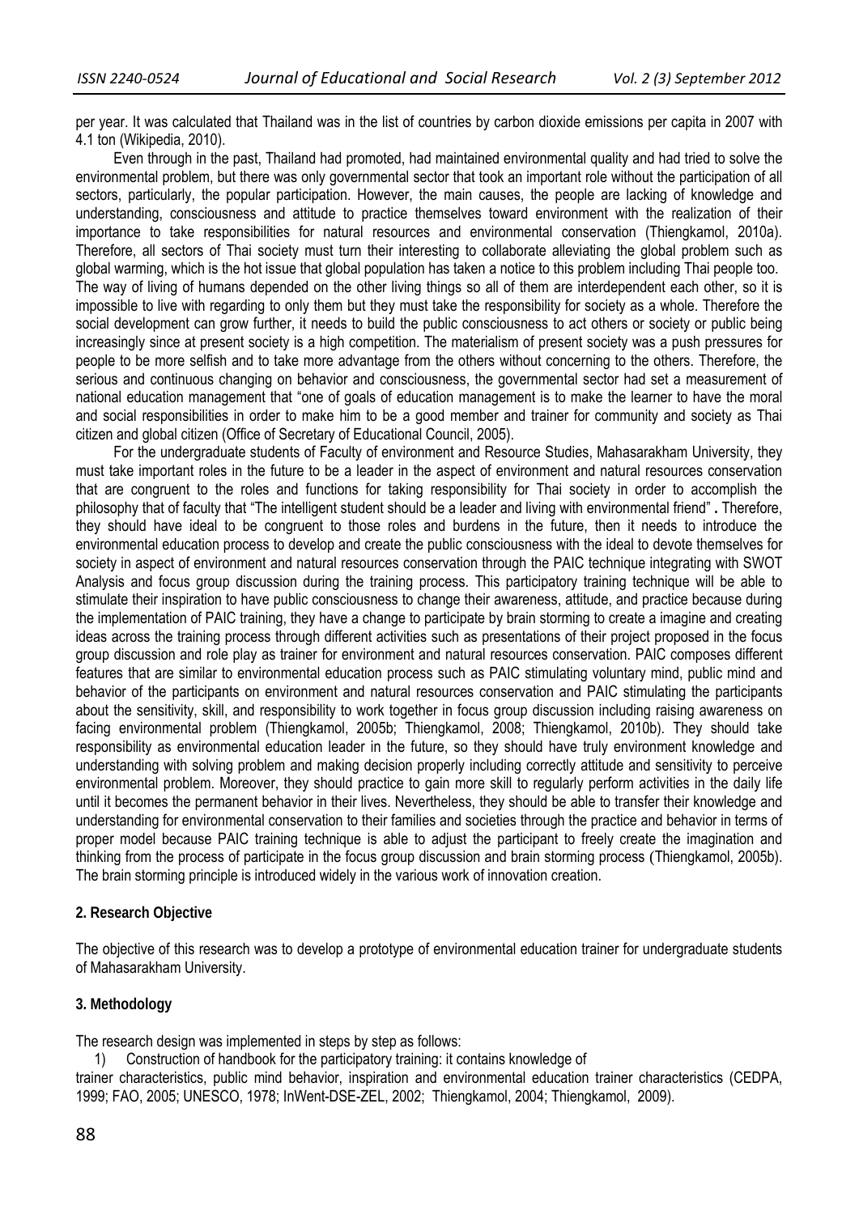per year. It was calculated that Thailand was in the list of countries by carbon dioxide emissions per capita in 2007 with 4.1 ton (Wikipedia, 2010).

Even through in the past, Thailand had promoted, had maintained environmental quality and had tried to solve the environmental problem, but there was only governmental sector that took an important role without the participation of all sectors, particularly, the popular participation. However, the main causes, the people are lacking of knowledge and understanding, consciousness and attitude to practice themselves toward environment with the realization of their importance to take responsibilities for natural resources and environmental conservation (Thiengkamol, 2010a). Therefore, all sectors of Thai society must turn their interesting to collaborate alleviating the global problem such as global warming, which is the hot issue that global population has taken a notice to this problem including Thai people too. The way of living of humans depended on the other living things so all of them are interdependent each other, so it is impossible to live with regarding to only them but they must take the responsibility for society as a whole. Therefore the social development can grow further, it needs to build the public consciousness to act others or society or public being increasingly since at present society is a high competition. The materialism of present society was a push pressures for people to be more selfish and to take more advantage from the others without concerning to the others. Therefore, the serious and continuous changing on behavior and consciousness, the governmental sector had set a measurement of national education management that "one of goals of education management is to make the learner to have the moral and social responsibilities in order to make him to be a good member and trainer for community and society as Thai citizen and global citizen (Office of Secretary of Educational Council, 2005).

For the undergraduate students of Faculty of environment and Resource Studies, Mahasarakham University, they must take important roles in the future to be a leader in the aspect of environment and natural resources conservation that are congruent to the roles and functions for taking responsibility for Thai society in order to accomplish the philosophy that of faculty that "The intelligent student should be a leader and living with environmental friend" **.** Therefore, they should have ideal to be congruent to those roles and burdens in the future, then it needs to introduce the environmental education process to develop and create the public consciousness with the ideal to devote themselves for society in aspect of environment and natural resources conservation through the PAIC technique integrating with SWOT Analysis and focus group discussion during the training process. This participatory training technique will be able to stimulate their inspiration to have public consciousness to change their awareness, attitude, and practice because during the implementation of PAIC training, they have a change to participate by brain storming to create a imagine and creating ideas across the training process through different activities such as presentations of their project proposed in the focus group discussion and role play as trainer for environment and natural resources conservation. PAIC composes different features that are similar to environmental education process such as PAIC stimulating voluntary mind, public mind and behavior of the participants on environment and natural resources conservation and PAIC stimulating the participants about the sensitivity, skill, and responsibility to work together in focus group discussion including raising awareness on facing environmental problem (Thiengkamol, 2005b; Thiengkamol, 2008; Thiengkamol, 2010b). They should take responsibility as environmental education leader in the future, so they should have truly environment knowledge and understanding with solving problem and making decision properly including correctly attitude and sensitivity to perceive environmental problem. Moreover, they should practice to gain more skill to regularly perform activities in the daily life until it becomes the permanent behavior in their lives. Nevertheless, they should be able to transfer their knowledge and understanding for environmental conservation to their families and societies through the practice and behavior in terms of proper model because PAIC training technique is able to adjust the participant to freely create the imagination and thinking from the process of participate in the focus group discussion and brain storming process (Thiengkamol, 2005b). The brain storming principle is introduced widely in the various work of innovation creation.

## 2. Research Objective

The objective of this research was to develop a prototype of environmental education trainer for undergraduate students of Mahasarakham University.

## 3. Methodology

The research design was implemented in steps by step as follows:

1) Construction of handbook for the participatory training: it contains knowledge of trainer characteristics, public mind behavior, inspiration and environmental education trainer characteristics (CEDPA, 1999; FAO, 2005; UNESCO, 1978; InWent-DSE-ZEL, 2002; Thiengkamol, 2004; Thiengkamol, 2009).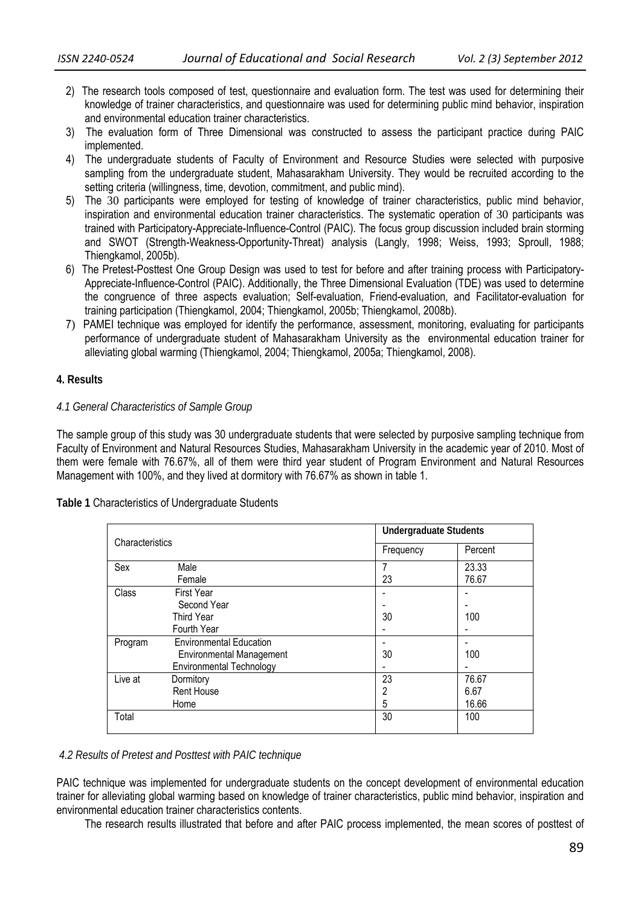2) The research tools composed of test, questionnaire and evaluation form. The test was used for determining their knowledge of trainer characteristics, and questionnaire was used for determining public mind behavior, inspiration and environmental education trainer characteristics.
3) The evaluation form of Three Dimensional was constructed to assess the participant practice during PAIC implemented.
4) The undergraduate students of Faculty of Environment and Resource Studies were selected with purposive sampling from the undergraduate student, Mahasarakham University. They would be recruited according to the setting criteria (willingness, time, devotion, commitment, and public mind).
5) The 30 participants were employed for testing of knowledge of trainer characteristics, public mind behavior, inspiration and environmental education trainer characteristics. The systematic operation of 30 participants was trained with Participatory-Appreciate-Influence-Control (PAIC). The focus group discussion included brain storming and SWOT (Strength-Weakness-Opportunity-Threat) analysis (Langly, 1998; Weiss, 1993; Sproull, 1988; Thiengkamol, 2005b).
6) The Pretest-Posttest One Group Design was used to test for before and after training process with Participatory-Appreciate-Influence-Control (PAIC). Additionally, the Three Dimensional Evaluation (TDE) was used to determine the congruence of three aspects evaluation; Self-evaluation, Friend-evaluation, and Facilitator-evaluation for training participation (Thiengkamol, 2004; Thiengkamol, 2005b; Thiengkamol, 2008b).
7) PAMEI technique was employed for identify the performance, assessment, monitoring, evaluating for participants performance of undergraduate student of Mahasarakham University as the environmental education trainer for alleviating global warming (Thiengkamol, 2004; Thiengkamol, 2005a; Thiengkamol, 2008).

## 4. Results

### *4.1 General Characteristics of Sample Group*

The sample group of this study was 30 undergraduate students that were selected by purposive sampling technique from Faculty of Environment and Natural Resources Studies, Mahasarakham University in the academic year of 2010. Most of them were female with 76.67%, all of them were third year student of Program Environment and Natural Resources Management with 100%, and they lived at dormitory with 76.67% as shown in table 1.

**Table 1** Characteristics of Undergraduate Students

| Characteristics | | Undergraduate Students | |
|---|---|---|---|
| | | Frequency | Percent |
| Sex | Male | 7 | 23.33 |
| | Female | 23 | 76.67 |
| Class | First Year | - | - |
| | Second Year | - | - |
| | Third Year | 30 | 100 |
| | Fourth Year | - | - |
| Program | Environmental Education | - | - |
| | Environmental Management | 30 | 100 |
| | Environmental Technology | - | - |
| Live at | Dormitory | 23 | 76.67 |
| | Rent House | 2 | 6.67 |
| | Home | 5 | 16.66 |
| Total | | 30 | 100 |

### *4.2 Results of Pretest and Posttest with PAIC technique*

PAIC technique was implemented for undergraduate students on the concept development of environmental education trainer for alleviating global warming based on knowledge of trainer characteristics, public mind behavior, inspiration and environmental education trainer characteristics contents.

The research results illustrated that before and after PAIC process implemented, the mean scores of posttest of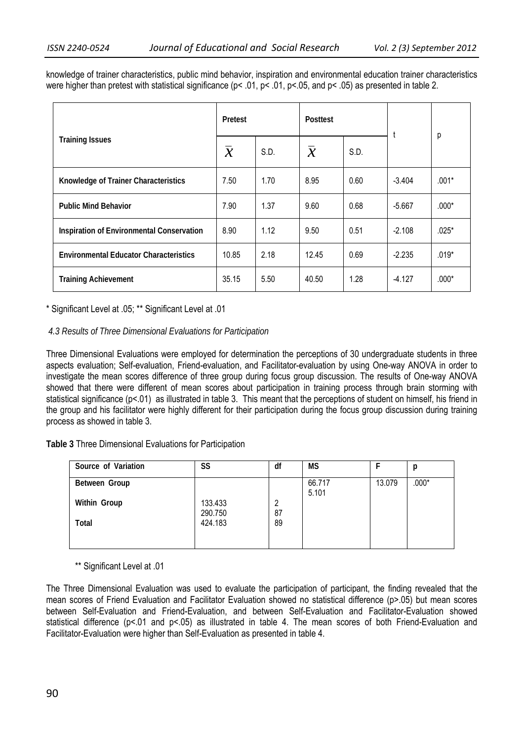knowledge of trainer characteristics, public mind behavior, inspiration and environmental education trainer characteristics were higher than pretest with statistical significance (p< .01, p< .01, p<.05, and p< .05) as presented in table 2.

| Training Issues | Pretest | | Posttest | | t | p |
|---|---|---|---|---|---|---|
| | $\bar{X}$ | S.D. | $\bar{X}$ | S.D. | | |
| **Knowledge of Trainer Characteristics** | 7.50 | 1.70 | 8.95 | 0.60 | -3.404 | .001* |
| **Public Mind Behavior** | 7.90 | 1.37 | 9.60 | 0.68 | -5.667 | .000* |
| **Inspiration of Environmental Conservation** | 8.90 | 1.12 | 9.50 | 0.51 | -2.108 | .025* |
| **Environmental Educator Characteristics** | 10.85 | 2.18 | 12.45 | 0.69 | -2.235 | .019* |
| **Training Achievement** | 35.15 | 5.50 | 40.50 | 1.28 | -4.127 | .000* |

\* Significant Level at .05; ** Significant Level at .01

*4.3 Results of Three Dimensional Evaluations for Participation*

Three Dimensional Evaluations were employed for determination the perceptions of 30 undergraduate students in three aspects evaluation; Self-evaluation, Friend-evaluation, and Facilitator-evaluation by using One-way ANOVA in order to investigate the mean scores difference of three group during focus group discussion. The results of One-way ANOVA showed that there were different of mean scores about participation in training process through brain storming with statistical significance (p<.01) as illustrated in table 3. This meant that the perceptions of student on himself, his friend in the group and his facilitator were highly different for their participation during the focus group discussion during training process as showed in table 3.

**Table 3** Three Dimensional Evaluations for Participation

| Source of Variation | SS | df | MS | F | p |
|---|---|---|---|---|---|
| **Between Group** | 133.433 | 2 | 66.717 | 13.079 | .000* |
| **Within Group** | 290.750 | 87 | 5.101 | | |
| **Total** | 424.183 | 89 | | | |

** Significant Level at .01

The Three Dimensional Evaluation was used to evaluate the participation of participant, the finding revealed that the mean scores of Friend Evaluation and Facilitator Evaluation showed no statistical difference (p>.05) but mean scores between Self-Evaluation and Friend-Evaluation, and between Self-Evaluation and Facilitator-Evaluation showed statistical difference (p<.01 and p<.05) as illustrated in table 4. The mean scores of both Friend-Evaluation and Facilitator-Evaluation were higher than Self-Evaluation as presented in table 4.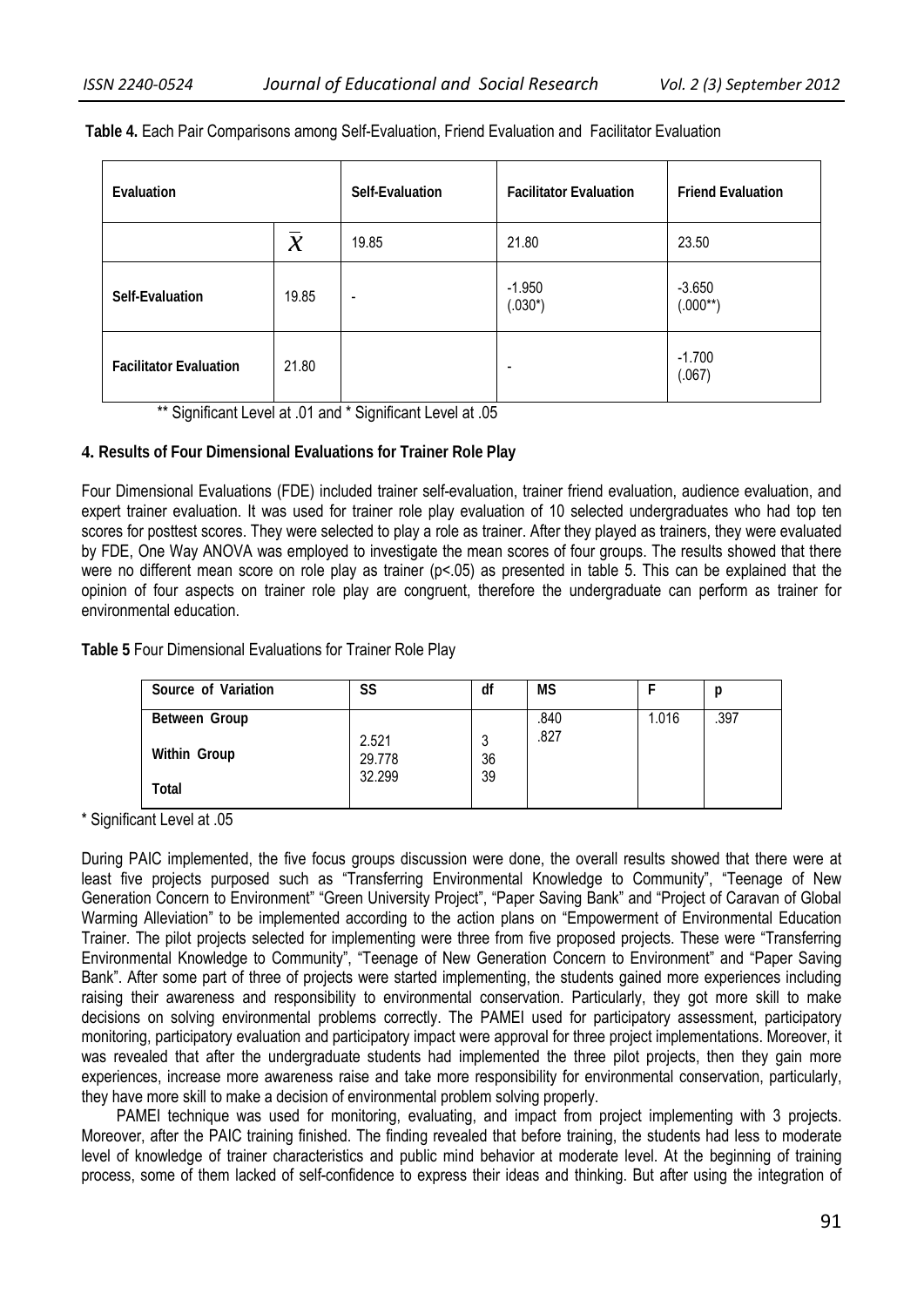**Table 4.** Each Pair Comparisons among Self-Evaluation, Friend Evaluation and Facilitator Evaluation

| Evaluation | | Self-Evaluation | Facilitator Evaluation | Friend Evaluation |
|---|---|---|---|---|
| | $\bar{X}$ | 19.85 | 21.80 | 23.50 |
| **Self-Evaluation** | 19.85 | - | -1.950 (.030*) | -3.650 (.000**) |
| **Facilitator Evaluation** | 21.80 | | - | -1.700 (.067) |

** Significant Level at .01 and * Significant Level at .05

### 4. Results of Four Dimensional Evaluations for Trainer Role Play

Four Dimensional Evaluations (FDE) included trainer self-evaluation, trainer friend evaluation, audience evaluation, and expert trainer evaluation. It was used for trainer role play evaluation of 10 selected undergraduates who had top ten scores for posttest scores. They were selected to play a role as trainer. After they played as trainers, they were evaluated by FDE, One Way ANOVA was employed to investigate the mean scores of four groups. The results showed that there were no different mean score on role play as trainer ($p<.05$) as presented in table 5. This can be explained that the opinion of four aspects on trainer role play are congruent, therefore the undergraduate can perform as trainer for environmental education.

**Table 5** Four Dimensional Evaluations for Trainer Role Play

| Source of Variation | SS | df | MS | F | p |
|---|---|---|---|---|---|
| Between Group | 2.521 | 3 | .840 | 1.016 | .397 |
| Within Group | 29.778 | 36 | .827 | | |
| Total | 32.299 | 39 | | | |

* Significant Level at .05

During PAIC implemented, the five focus groups discussion were done, the overall results showed that there were at least five projects purposed such as "Transferring Environmental Knowledge to Community", "Teenage of New Generation Concern to Environment" "Green University Project", "Paper Saving Bank" and "Project of Caravan of Global Warming Alleviation" to be implemented according to the action plans on "Empowerment of Environmental Education Trainer. The pilot projects selected for implementing were three from five proposed projects. These were "Transferring Environmental Knowledge to Community", "Teenage of New Generation Concern to Environment" and "Paper Saving Bank". After some part of three of projects were started implementing, the students gained more experiences including raising their awareness and responsibility to environmental conservation. Particularly, they got more skill to make decisions on solving environmental problems correctly. The PAMEI used for participatory assessment, participatory monitoring, participatory evaluation and participatory impact were approval for three project implementations. Moreover, it was revealed that after the undergraduate students had implemented the three pilot projects, then they gain more experiences, increase more awareness raise and take more responsibility for environmental conservation, particularly, they have more skill to make a decision of environmental problem solving properly.

PAMEI technique was used for monitoring, evaluating, and impact from project implementing with 3 projects. Moreover, after the PAIC training finished. The finding revealed that before training, the students had less to moderate level of knowledge of trainer characteristics and public mind behavior at moderate level. At the beginning of training process, some of them lacked of self-confidence to express their ideas and thinking. But after using the integration of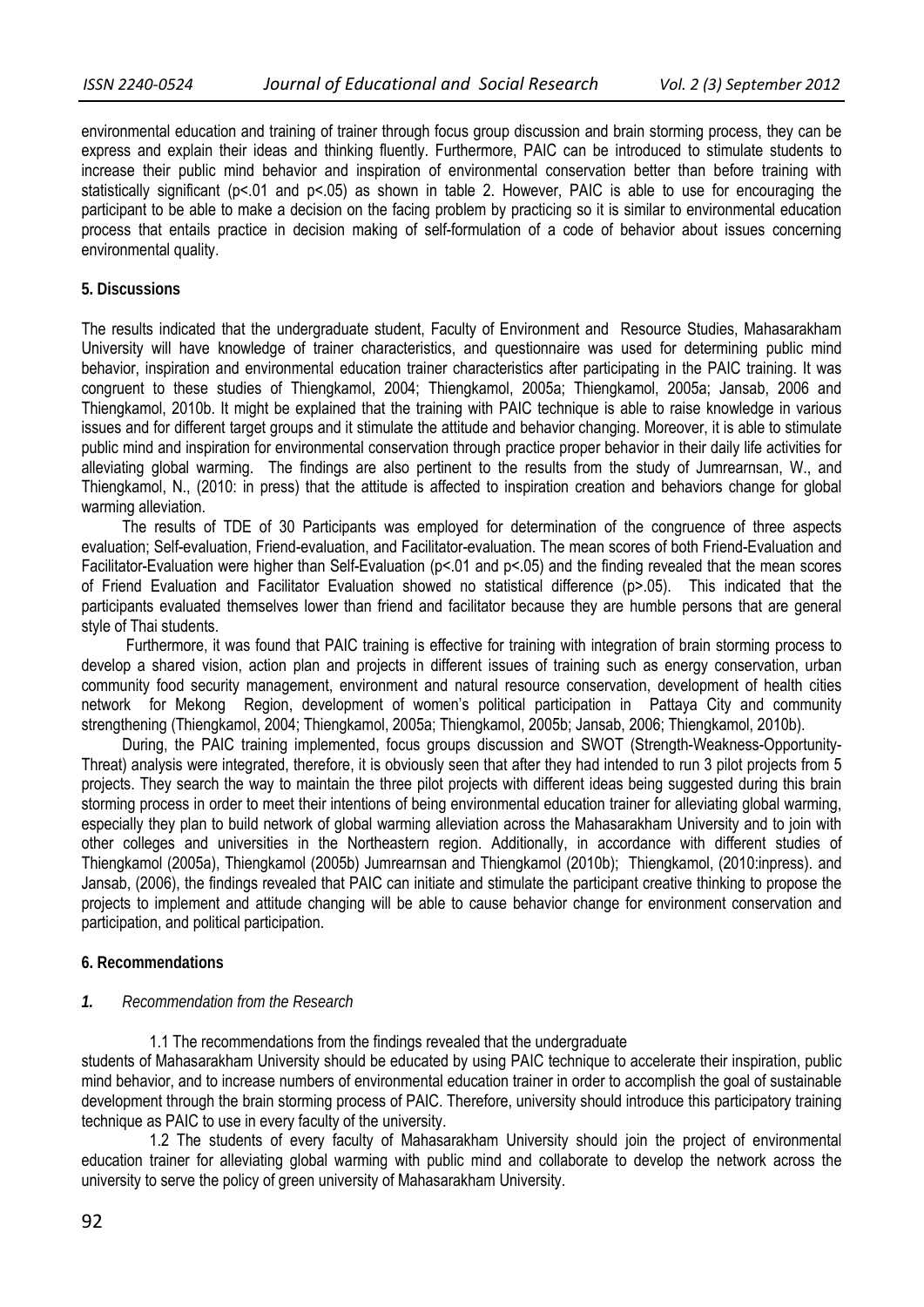environmental education and training of trainer through focus group discussion and brain storming process, they can be express and explain their ideas and thinking fluently. Furthermore, PAIC can be introduced to stimulate students to increase their public mind behavior and inspiration of environmental conservation better than before training with statistically significant ($p<.01$ and $p<.05$) as shown in table 2. However, PAIC is able to use for encouraging the participant to be able to make a decision on the facing problem by practicing so it is similar to environmental education process that entails practice in decision making of self-formulation of a code of behavior about issues concerning environmental quality.

## 5. Discussions

The results indicated that the undergraduate student, Faculty of Environment and Resource Studies, Mahasarakham University will have knowledge of trainer characteristics, and questionnaire was used for determining public mind behavior, inspiration and environmental education trainer characteristics after participating in the PAIC training. It was congruent to these studies of Thiengkamol, 2004; Thiengkamol, 2005a; Thiengkamol, 2005a; Jansab, 2006 and Thiengkamol, 2010b. It might be explained that the training with PAIC technique is able to raise knowledge in various issues and for different target groups and it stimulate the attitude and behavior changing. Moreover, it is able to stimulate public mind and inspiration for environmental conservation through practice proper behavior in their daily life activities for alleviating global warming. The findings are also pertinent to the results from the study of Jumrearnsan, W., and Thiengkamol, N., (2010: in press) that the attitude is affected to inspiration creation and behaviors change for global warming alleviation.

The results of TDE of 30 Participants was employed for determination of the congruence of three aspects evaluation; Self-evaluation, Friend-evaluation, and Facilitator-evaluation. The mean scores of both Friend-Evaluation and Facilitator-Evaluation were higher than Self-Evaluation ($p<.01$ and $p<.05$) and the finding revealed that the mean scores of Friend Evaluation and Facilitator Evaluation showed no statistical difference ($p>.05$). This indicated that the participants evaluated themselves lower than friend and facilitator because they are humble persons that are general style of Thai students.

Furthermore, it was found that PAIC training is effective for training with integration of brain storming process to develop a shared vision, action plan and projects in different issues of training such as energy conservation, urban community food security management, environment and natural resource conservation, development of health cities network for Mekong Region, development of women's political participation in Pattaya City and community strengthening (Thiengkamol, 2004; Thiengkamol, 2005a; Thiengkamol, 2005b; Jansab, 2006; Thiengkamol, 2010b).

During, the PAIC training implemented, focus groups discussion and SWOT (Strength-Weakness-Opportunity-Threat) analysis were integrated, therefore, it is obviously seen that after they had intended to run 3 pilot projects from 5 projects. They search the way to maintain the three pilot projects with different ideas being suggested during this brain storming process in order to meet their intentions of being environmental education trainer for alleviating global warming, especially they plan to build network of global warming alleviation across the Mahasarakham University and to join with other colleges and universities in the Northeastern region. Additionally, in accordance with different studies of Thiengkamol (2005a), Thiengkamol (2005b) Jumrearnsan and Thiengkamol (2010b); Thiengkamol, (2010:inpress). and Jansab, (2006), the findings revealed that PAIC can initiate and stimulate the participant creative thinking to propose the projects to implement and attitude changing will be able to cause behavior change for environment conservation and participation, and political participation.

## 6. Recommendations

***1.*** *Recommendation from the Research*

1.1 The recommendations from the findings revealed that the undergraduate students of Mahasarakham University should be educated by using PAIC technique to accelerate their inspiration, public mind behavior, and to increase numbers of environmental education trainer in order to accomplish the goal of sustainable development through the brain storming process of PAIC. Therefore, university should introduce this participatory training technique as PAIC to use in every faculty of the university.

1.2 The students of every faculty of Mahasarakham University should join the project of environmental education trainer for alleviating global warming with public mind and collaborate to develop the network across the university to serve the policy of green university of Mahasarakham University.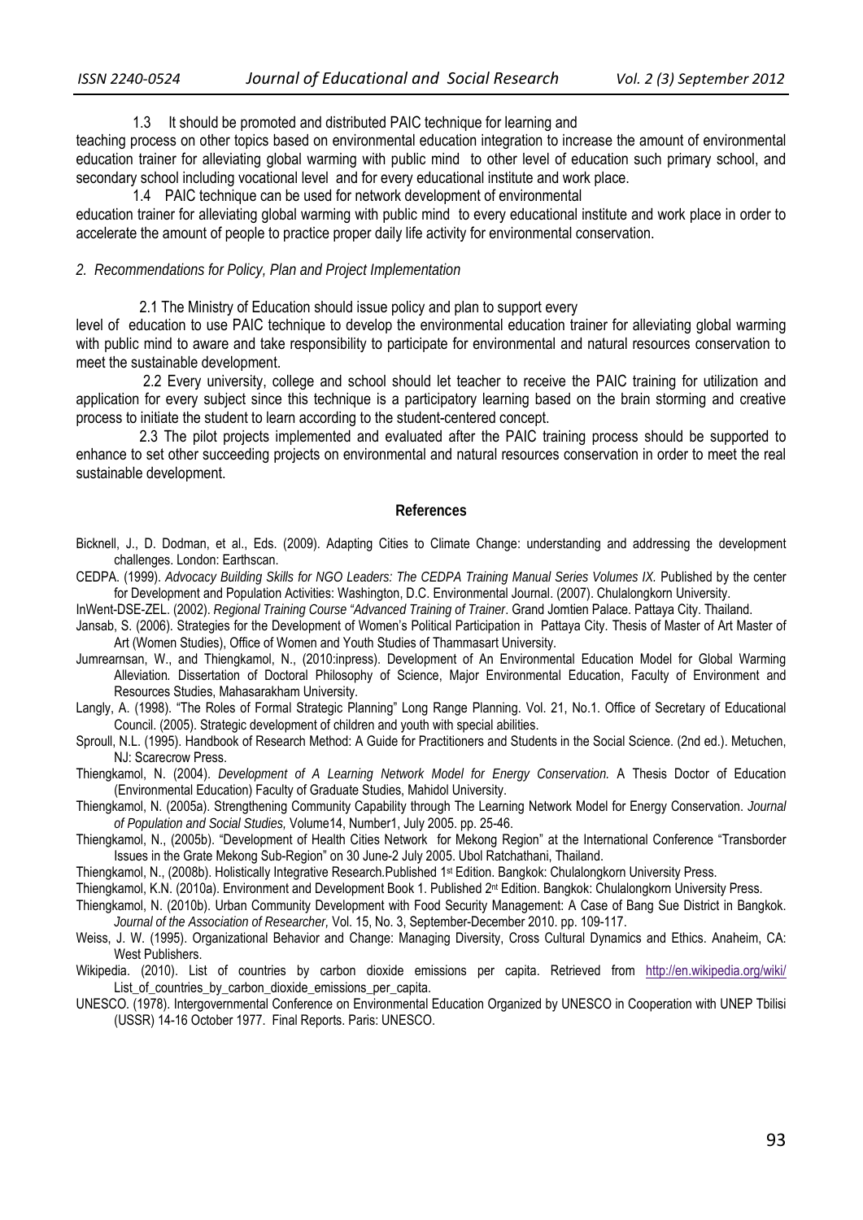1.3 It should be promoted and distributed PAIC technique for learning and teaching process on other topics based on environmental education integration to increase the amount of environmental education trainer for alleviating global warming with public mind to other level of education such primary school, and secondary school including vocational level and for every educational institute and work place.

1.4 PAIC technique can be used for network development of environmental education trainer for alleviating global warming with public mind to every educational institute and work place in order to accelerate the amount of people to practice proper daily life activity for environmental conservation.

*2. Recommendations for Policy, Plan and Project Implementation*

2.1 The Ministry of Education should issue policy and plan to support every level of education to use PAIC technique to develop the environmental education trainer for alleviating global warming with public mind to aware and take responsibility to participate for environmental and natural resources conservation to meet the sustainable development.

2.2 Every university, college and school should let teacher to receive the PAIC training for utilization and application for every subject since this technique is a participatory learning based on the brain storming and creative process to initiate the student to learn according to the student-centered concept.

2.3 The pilot projects implemented and evaluated after the PAIC training process should be supported to enhance to set other succeeding projects on environmental and natural resources conservation in order to meet the real sustainable development.

## References

Bicknell, J., D. Dodman, et al., Eds. (2009). Adapting Cities to Climate Change: understanding and addressing the development challenges. London: Earthscan.

CEDPA. (1999). *Advocacy Building Skills for NGO Leaders: The CEDPA Training Manual Series Volumes IX.* Published by the center for Development and Population Activities: Washington, D.C. Environmental Journal. (2007). Chulalongkorn University.

InWent-DSE-ZEL. (2002). *Regional Training Course "Advanced Training of Trainer*. Grand Jomtien Palace. Pattaya City. Thailand.

Jansab, S. (2006). Strategies for the Development of Women's Political Participation in Pattaya City. Thesis of Master of Art Master of Art (Women Studies), Office of Women and Youth Studies of Thammasart University.

Jumrearnsan, W., and Thiengkamol, N., (2010:inpress). Development of An Environmental Education Model for Global Warming Alleviation. Dissertation of Doctoral Philosophy of Science, Major Environmental Education, Faculty of Environment and Resources Studies, Mahasarakham University.

Langly, A. (1998). "The Roles of Formal Strategic Planning" Long Range Planning. Vol. 21, No.1. Office of Secretary of Educational Council. (2005). Strategic development of children and youth with special abilities.

Sproull, N.L. (1995). Handbook of Research Method: A Guide for Practitioners and Students in the Social Science. (2nd ed.). Metuchen, NJ: Scarecrow Press.

Thiengkamol, N. (2004). *Development of A Learning Network Model for Energy Conservation.* A Thesis Doctor of Education (Environmental Education) Faculty of Graduate Studies, Mahidol University.

Thiengkamol, N. (2005a). Strengthening Community Capability through The Learning Network Model for Energy Conservation. *Journal of Population and Social Studies,* Volume14, Number1, July 2005. pp. 25-46.

Thiengkamol, N., (2005b). "Development of Health Cities Network for Mekong Region" at the International Conference "Transborder Issues in the Grate Mekong Sub-Region" on 30 June-2 July 2005. Ubol Ratchathani, Thailand.

Thiengkamol, N., (2008b). Holistically Integrative Research.Published 1st Edition. Bangkok: Chulalongkorn University Press.

Thiengkamol, K.N. (2010a). Environment and Development Book 1. Published 2nt Edition. Bangkok: Chulalongkorn University Press.

Thiengkamol, N. (2010b). Urban Community Development with Food Security Management: A Case of Bang Sue District in Bangkok. *Journal of the Association of Researcher,* Vol. 15, No. 3, September-December 2010. pp. 109-117.

Weiss, J. W. (1995). Organizational Behavior and Change: Managing Diversity, Cross Cultural Dynamics and Ethics. Anaheim, CA: West Publishers.

Wikipedia. (2010). List of countries by carbon dioxide emissions per capita. Retrieved from http://en.wikipedia.org/wiki/List_of_countries_by_carbon_dioxide_emissions_per_capita.

UNESCO. (1978). Intergovernmental Conference on Environmental Education Organized by UNESCO in Cooperation with UNEP Tbilisi (USSR) 14-16 October 1977. Final Reports. Paris: UNESCO.